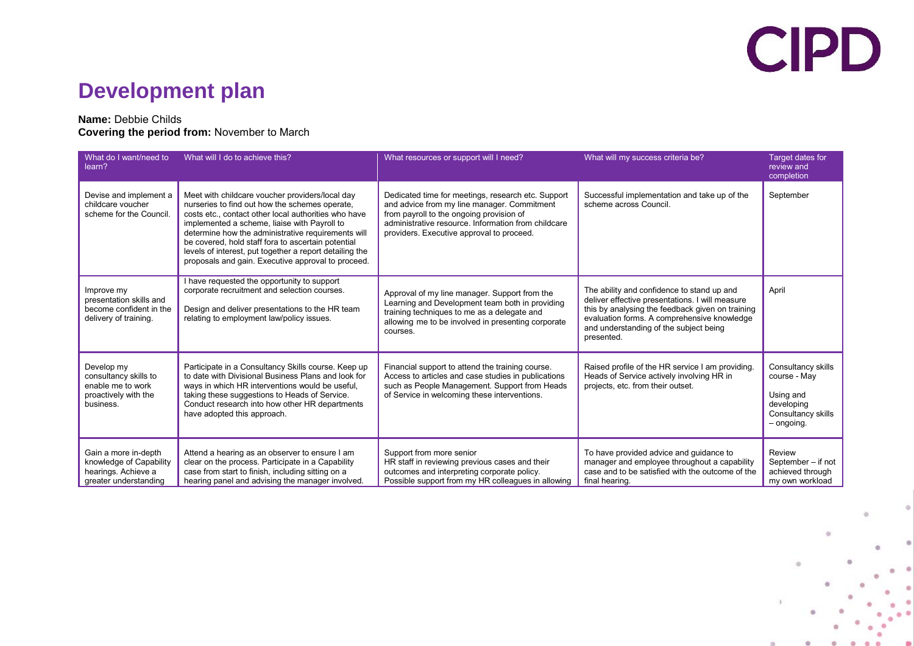# Development plan

**Name:** Debbie Childs
**Covering the period from:** November to March

| What do I want/need to learn? | What will I do to achieve this? | What resources or support will I need? | What will my success criteria be? | Target dates for review and completion |
|---|---|---|---|---|
| Devise and implement a childcare voucher scheme for the Council. | Meet with childcare voucher providers/local day nurseries to find out how the schemes operate, costs etc., contact other local authorities who have implemented a scheme, liaise with Payroll to determine how the administrative requirements will be covered, hold staff fora to ascertain potential levels of interest, put together a report detailing the proposals and gain. Executive approval to proceed. | Dedicated time for meetings, research etc. Support and advice from my line manager. Commitment from payroll to the ongoing provision of administrative resource. Information from childcare providers. Executive approval to proceed. | Successful implementation and take up of the scheme across Council. | September |
| Improve my presentation skills and become confident in the delivery of training. | I have requested the opportunity to support corporate recruitment and selection courses.<br><br>Design and deliver presentations to the HR team relating to employment law/policy issues. | Approval of my line manager. Support from the Learning and Development team both in providing training techniques to me as a delegate and allowing me to be involved in presenting corporate courses. | The ability and confidence to stand up and deliver effective presentations. I will measure this by analysing the feedback given on training evaluation forms. A comprehensive knowledge and understanding of the subject being presented. | April |
| Develop my consultancy skills to enable me to work proactively with the business. | Participate in a Consultancy Skills course. Keep up to date with Divisional Business Plans and look for ways in which HR interventions would be useful, taking these suggestions to Heads of Service. Conduct research into how other HR departments have adopted this approach. | Financial support to attend the training course. Access to articles and case studies in publications such as People Management. Support from Heads of Service in welcoming these interventions. | Raised profile of the HR service I am providing. Heads of Service actively involving HR in projects, etc. from their outset. | Consultancy skills course - May<br><br>Using and developing Consultancy skills – ongoing. |
| Gain a more in-depth knowledge of Capability hearings. Achieve a greater understanding | Attend a hearing as an observer to ensure I am clear on the process. Participate in a Capability case from start to finish, including sitting on a hearing panel and advising the manager involved. | Support from more senior HR staff in reviewing previous cases and their outcomes and interpreting corporate policy. Possible support from my HR colleagues in allowing | To have provided advice and guidance to manager and employee throughout a capability case and to be satisfied with the outcome of the final hearing. | Review September – if not achieved through my own workload |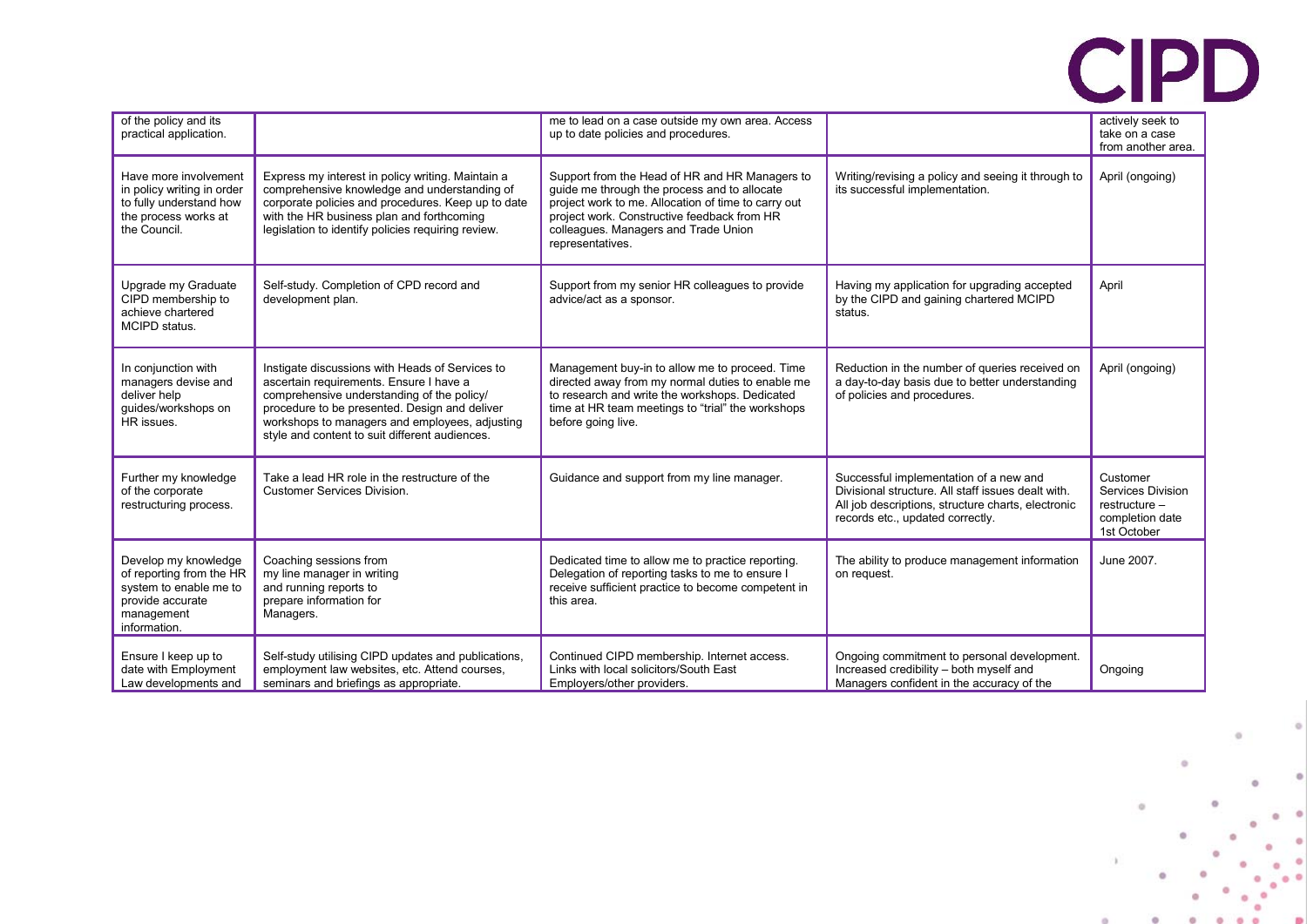| | | | | |
|---|---|---|---|---|
| of the policy and its practical application. | | me to lead on a case outside my own area. Access up to date policies and procedures. | | actively seek to take on a case from another area. |
| Have more involvement in policy writing in order to fully understand how the process works at the Council. | Express my interest in policy writing. Maintain a comprehensive knowledge and understanding of corporate policies and procedures. Keep up to date with the HR business plan and forthcoming legislation to identify policies requiring review. | Support from the Head of HR and HR Managers to guide me through the process and to allocate project work to me. Allocation of time to carry out project work. Constructive feedback from HR colleagues. Managers and Trade Union representatives. | Writing/revising a policy and seeing it through to its successful implementation. | April (ongoing) |
| Upgrade my Graduate CIPD membership to achieve chartered MCIPD status. | Self-study. Completion of CPD record and development plan. | Support from my senior HR colleagues to provide advice/act as a sponsor. | Having my application for upgrading accepted by the CIPD and gaining chartered MCIPD status. | April |
| In conjunction with managers devise and deliver help guides/workshops on HR issues. | Instigate discussions with Heads of Services to ascertain requirements. Ensure I have a comprehensive understanding of the policy/ procedure to be presented. Design and deliver workshops to managers and employees, adjusting style and content to suit different audiences. | Management buy-in to allow me to proceed. Time directed away from my normal duties to enable me to research and write the workshops. Dedicated time at HR team meetings to "trial" the workshops before going live. | Reduction in the number of queries received on a day-to-day basis due to better understanding of policies and procedures. | April (ongoing) |
| Further my knowledge of the corporate restructuring process. | Take a lead HR role in the restructure of the Customer Services Division. | Guidance and support from my line manager. | Successful implementation of a new and Divisional structure. All staff issues dealt with. All job descriptions, structure charts, electronic records etc., updated correctly. | Customer Services Division restructure – completion date 1st October |
| Develop my knowledge of reporting from the HR system to enable me to provide accurate management information. | Coaching sessions from my line manager in writing and running reports to prepare information for Managers. | Dedicated time to allow me to practice reporting. Delegation of reporting tasks to me to ensure I receive sufficient practice to become competent in this area. | The ability to produce management information on request. | June 2007. |
| Ensure I keep up to date with Employment Law developments and | Self-study utilising CIPD updates and publications, employment law websites, etc. Attend courses, seminars and briefings as appropriate. | Continued CIPD membership. Internet access. Links with local solicitors/South East Employers/other providers. | Ongoing commitment to personal development. Increased credibility – both myself and Managers confident in the accuracy of the | Ongoing |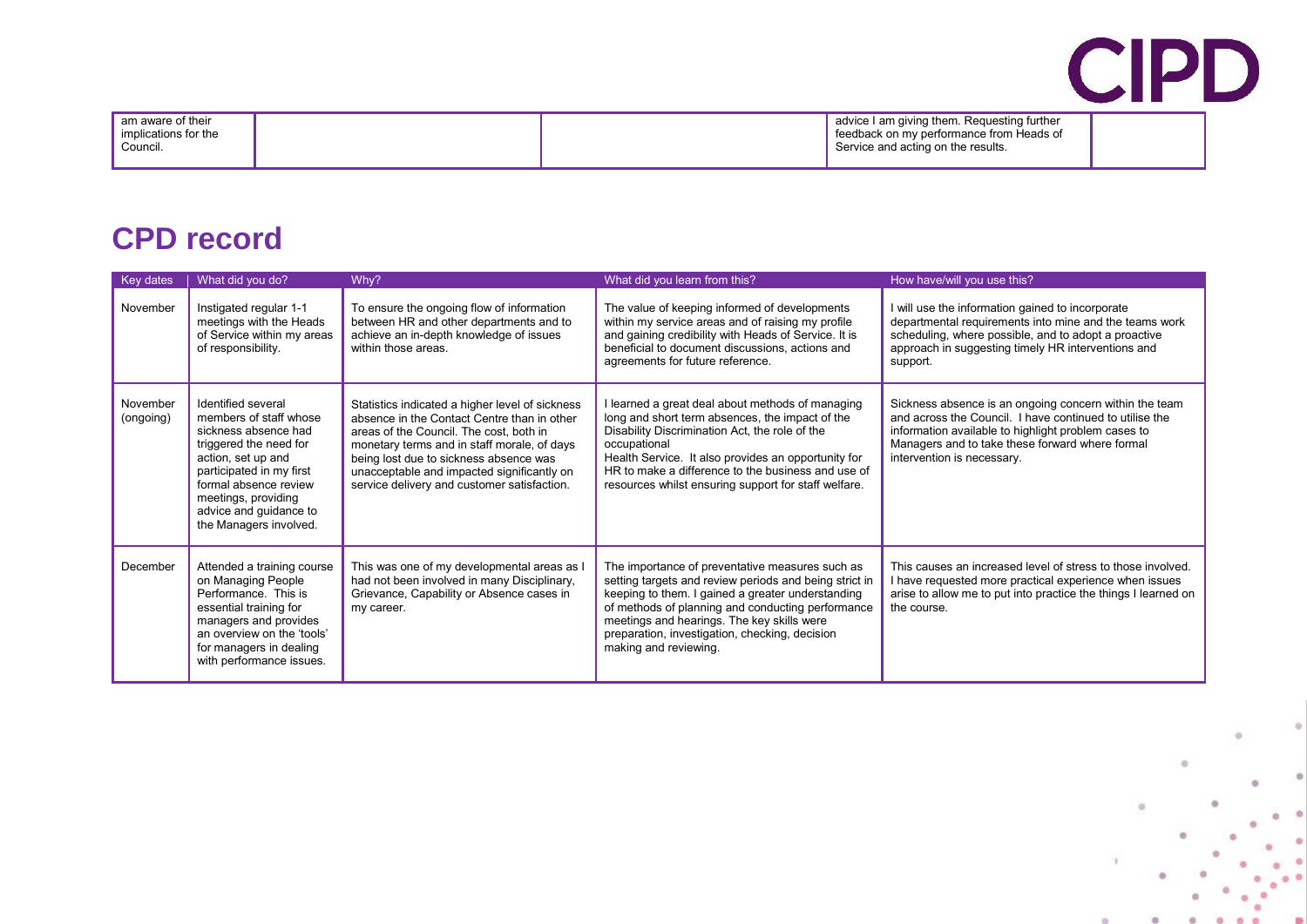| | | | | |
|---|---|---|---|---|
| am aware of their implications for the Council. | | | advice I am giving them. Requesting further feedback on my performance from Heads of Service and acting on the results. | |

## CPD record

| Key dates | What did you do? | Why? | What did you learn from this? | How have/will you use this? |
|---|---|---|---|---|
| November | Instigated regular 1-1 meetings with the Heads of Service within my areas of responsibility. | To ensure the ongoing flow of information between HR and other departments and to achieve an in-depth knowledge of issues within those areas. | The value of keeping informed of developments within my service areas and of raising my profile and gaining credibility with Heads of Service. It is beneficial to document discussions, actions and agreements for future reference. | I will use the information gained to incorporate departmental requirements into mine and the teams work scheduling, where possible, and to adopt a proactive approach in suggesting timely HR interventions and support. |
| November (ongoing) | Identified several members of staff whose sickness absence had triggered the need for action, set up and participated in my first formal absence review meetings, providing advice and guidance to the Managers involved. | Statistics indicated a higher level of sickness absence in the Contact Centre than in other areas of the Council. The cost, both in monetary terms and in staff morale, of days being lost due to sickness absence was unacceptable and impacted significantly on service delivery and customer satisfaction. | I learned a great deal about methods of managing long and short term absences, the impact of the Disability Discrimination Act, the role of the occupational Health Service. It also provides an opportunity for HR to make a difference to the business and use of resources whilst ensuring support for staff welfare. | Sickness absence is an ongoing concern within the team and across the Council. I have continued to utilise the information available to highlight problem cases to Managers and to take these forward where formal intervention is necessary. |
| December | Attended a training course on Managing People Performance. This is essential training for managers and provides an overview on the 'tools' for managers in dealing with performance issues. | This was one of my developmental areas as I had not been involved in many Disciplinary, Grievance, Capability or Absence cases in my career. | The importance of preventative measures such as setting targets and review periods and being strict in keeping to them. I gained a greater understanding of methods of planning and conducting performance meetings and hearings. The key skills were preparation, investigation, checking, decision making and reviewing. | This causes an increased level of stress to those involved. I have requested more practical experience when issues arise to allow me to put into practice the things I learned on the course. |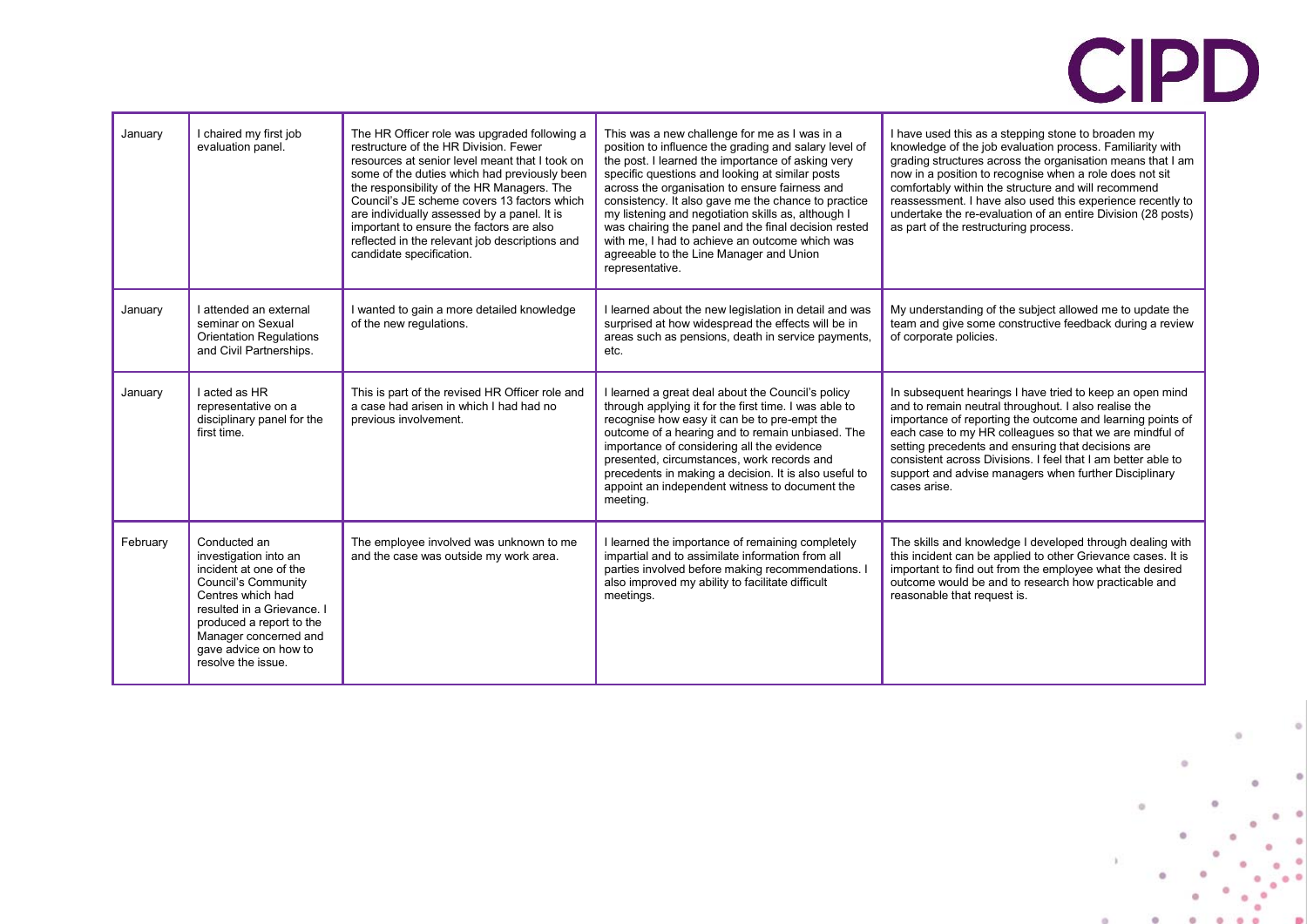| | | | | |
|---|---|---|---|---|
| January | I chaired my first job evaluation panel. | The HR Officer role was upgraded following a restructure of the HR Division. Fewer resources at senior level meant that I took on some of the duties which had previously been the responsibility of the HR Managers. The Council's JE scheme covers 13 factors which are individually assessed by a panel. It is important to ensure the factors are also reflected in the relevant job descriptions and candidate specification. | This was a new challenge for me as I was in a position to influence the grading and salary level of the post. I learned the importance of asking very specific questions and looking at similar posts across the organisation to ensure fairness and consistency. It also gave me the chance to practice my listening and negotiation skills as, although I was chairing the panel and the final decision rested with me, I had to achieve an outcome which was agreeable to the Line Manager and Union representative. | I have used this as a stepping stone to broaden my knowledge of the job evaluation process. Familiarity with grading structures across the organisation means that I am now in a position to recognise when a role does not sit comfortably within the structure and will recommend reassessment. I have also used this experience recently to undertake the re-evaluation of an entire Division (28 posts) as part of the restructuring process. |
| January | I attended an external seminar on Sexual Orientation Regulations and Civil Partnerships. | I wanted to gain a more detailed knowledge of the new regulations. | I learned about the new legislation in detail and was surprised at how widespread the effects will be in areas such as pensions, death in service payments, etc. | My understanding of the subject allowed me to update the team and give some constructive feedback during a review of corporate policies. |
| January | I acted as HR representative on a disciplinary panel for the first time. | This is part of the revised HR Officer role and a case had arisen in which I had had no previous involvement. | I learned a great deal about the Council's policy through applying it for the first time. I was able to recognise how easy it can be to pre-empt the outcome of a hearing and to remain unbiased. The importance of considering all the evidence presented, circumstances, work records and precedents in making a decision. It is also useful to appoint an independent witness to document the meeting. | In subsequent hearings I have tried to keep an open mind and to remain neutral throughout. I also realise the importance of reporting the outcome and learning points of each case to my HR colleagues so that we are mindful of setting precedents and ensuring that decisions are consistent across Divisions. I feel that I am better able to support and advise managers when further Disciplinary cases arise. |
| February | Conducted an investigation into an incident at one of the Council's Community Centres which had resulted in a Grievance. I produced a report to the Manager concerned and gave advice on how to resolve the issue. | The employee involved was unknown to me and the case was outside my work area. | I learned the importance of remaining completely impartial and to assimilate information from all parties involved before making recommendations. I also improved my ability to facilitate difficult meetings. | The skills and knowledge I developed through dealing with this incident can be applied to other Grievance cases. It is important to find out from the employee what the desired outcome would be and to research how practicable and reasonable that request is. |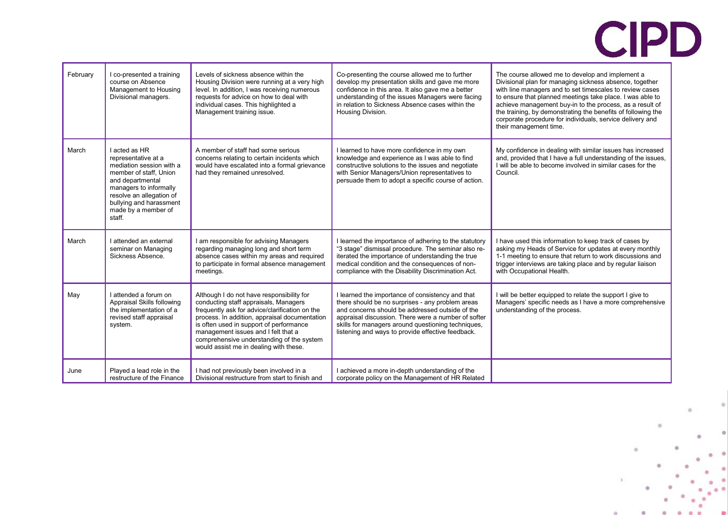| | | | | |
|---|---|---|---|---|
| February | I co-presented a training course on Absence Management to Housing Divisional managers. | Levels of sickness absence within the Housing Division were running at a very high level. In addition, I was receiving numerous requests for advice on how to deal with individual cases. This highlighted a Management training issue. | Co-presenting the course allowed me to further develop my presentation skills and gave me more confidence in this area. It also gave me a better understanding of the issues Managers were facing in relation to Sickness Absence cases within the Housing Division. | The course allowed me to develop and implement a Divisional plan for managing sickness absence, together with line managers and to set timescales to review cases to ensure that planned meetings take place. I was able to achieve management buy-in to the process, as a result of the training, by demonstrating the benefits of following the corporate procedure for individuals, service delivery and their management time. |
| March | I acted as HR representative at a mediation session with a member of staff, Union and departmental managers to informally resolve an allegation of bullying and harassment made by a member of staff. | A member of staff had some serious concerns relating to certain incidents which would have escalated into a formal grievance had they remained unresolved. | I learned to have more confidence in my own knowledge and experience as I was able to find constructive solutions to the issues and negotiate with Senior Managers/Union representatives to persuade them to adopt a specific course of action. | My confidence in dealing with similar issues has increased and, provided that I have a full understanding of the issues, I will be able to become involved in similar cases for the Council. |
| March | I attended an external seminar on Managing Sickness Absence. | I am responsible for advising Managers regarding managing long and short term absence cases within my areas and required to participate in formal absence management meetings. | I learned the importance of adhering to the statutory "3 stage" dismissal procedure. The seminar also re-iterated the importance of understanding the true medical condition and the consequences of non-compliance with the Disability Discrimination Act. | I have used this information to keep track of cases by asking my Heads of Service for updates at every monthly 1-1 meeting to ensure that return to work discussions and trigger interviews are taking place and by regular liaison with Occupational Health. |
| May | I attended a forum on Appraisal Skills following the implementation of a revised staff appraisal system. | Although I do not have responsibility for conducting staff appraisals, Managers frequently ask for advice/clarification on the process. In addition, appraisal documentation is often used in support of performance management issues and I felt that a comprehensive understanding of the system would assist me in dealing with these. | I learned the importance of consistency and that there should be no surprises - any problem areas and concerns should be addressed outside of the appraisal discussion. There were a number of softer skills for managers around questioning techniques, listening and ways to provide effective feedback. | I will be better equipped to relate the support I give to Managers' specific needs as I have a more comprehensive understanding of the process. |
| June | Played a lead role in the restructure of the Finance | I had not previously been involved in a Divisional restructure from start to finish and | I achieved a more in-depth understanding of the corporate policy on the Management of HR Related | |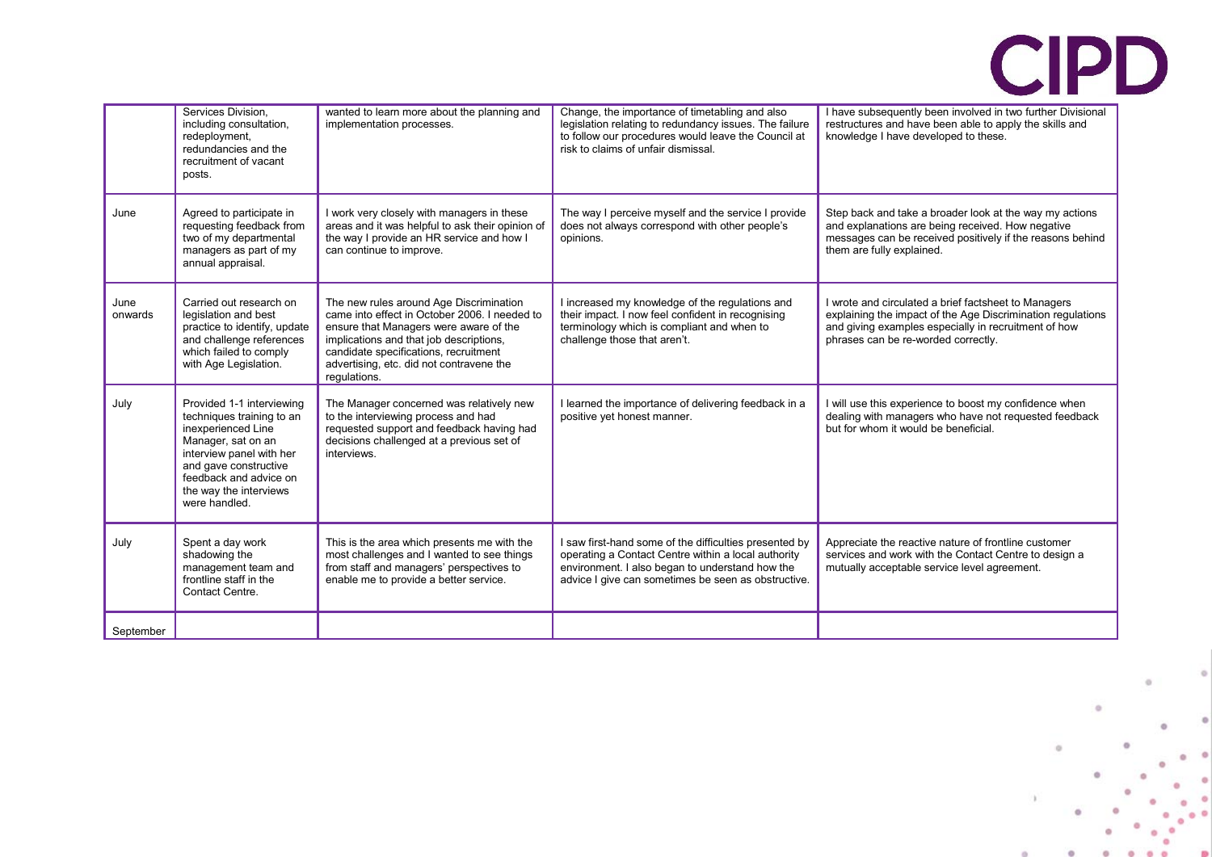| | | | | |
|---|---|---|---|---|
| | Services Division, including consultation, redeployment, redundancies and the recruitment of vacant posts. | wanted to learn more about the planning and implementation processes. | Change, the importance of timetabling and also legislation relating to redundancy issues. The failure to follow our procedures would leave the Council at risk to claims of unfair dismissal. | I have subsequently been involved in two further Divisional restructures and have been able to apply the skills and knowledge I have developed to these. |
| June | Agreed to participate in requesting feedback from two of my departmental managers as part of my annual appraisal. | I work very closely with managers in these areas and it was helpful to ask their opinion of the way I provide an HR service and how I can continue to improve. | The way I perceive myself and the service I provide does not always correspond with other people's opinions. | Step back and take a broader look at the way my actions and explanations are being received. How negative messages can be received positively if the reasons behind them are fully explained. |
| June onwards | Carried out research on legislation and best practice to identify, update and challenge references which failed to comply with Age Legislation. | The new rules around Age Discrimination came into effect in October 2006. I needed to ensure that Managers were aware of the implications and that job descriptions, candidate specifications, recruitment advertising, etc. did not contravene the regulations. | I increased my knowledge of the regulations and their impact. I now feel confident in recognising terminology which is compliant and when to challenge those that aren't. | I wrote and circulated a brief factsheet to Managers explaining the impact of the Age Discrimination regulations and giving examples especially in recruitment of how phrases can be re-worded correctly. |
| July | Provided 1-1 interviewing techniques training to an inexperienced Line Manager, sat on an interview panel with her and gave constructive feedback and advice on the way the interviews were handled. | The Manager concerned was relatively new to the interviewing process and had requested support and feedback having had decisions challenged at a previous set of interviews. | I learned the importance of delivering feedback in a positive yet honest manner. | I will use this experience to boost my confidence when dealing with managers who have not requested feedback but for whom it would be beneficial. |
| July | Spent a day work shadowing the management team and frontline staff in the Contact Centre. | This is the area which presents me with the most challenges and I wanted to see things from staff and managers' perspectives to enable me to provide a better service. | I saw first-hand some of the difficulties presented by operating a Contact Centre within a local authority environment. I also began to understand how the advice I give can sometimes be seen as obstructive. | Appreciate the reactive nature of frontline customer services and work with the Contact Centre to design a mutually acceptable service level agreement. |
| September | | | | |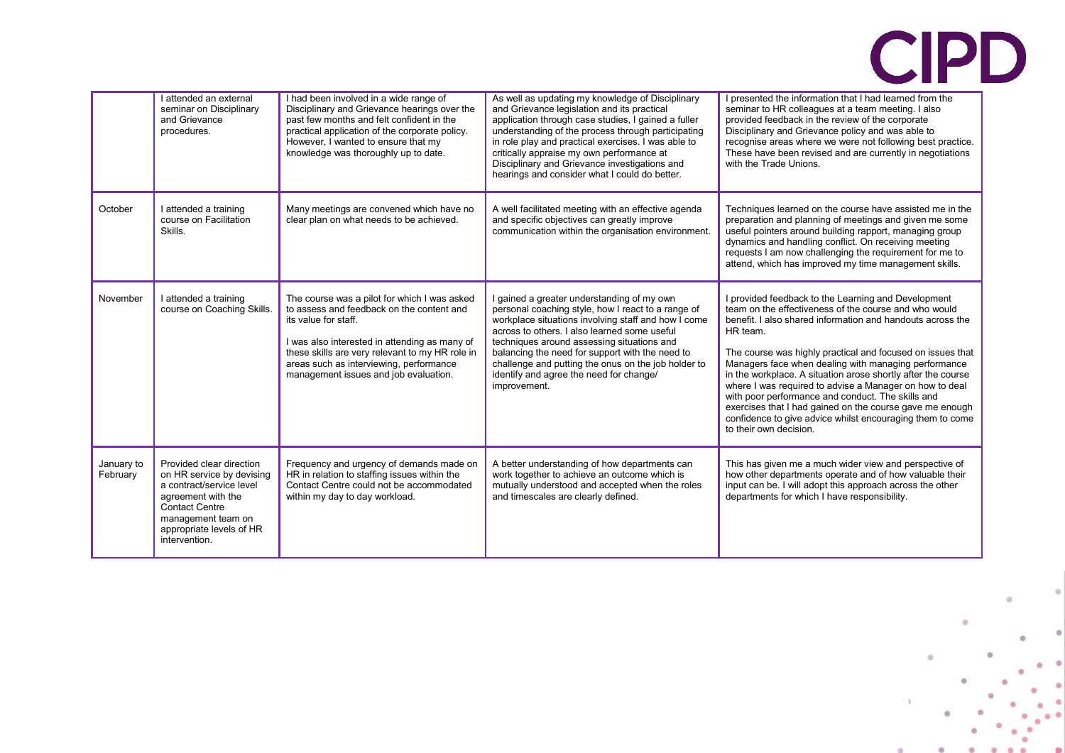| | | | | |
|---|---|---|---|---|
| | I attended an external seminar on Disciplinary and Grievance procedures. | I had been involved in a wide range of Disciplinary and Grievance hearings over the past few months and felt confident in the practical application of the corporate policy. However, I wanted to ensure that my knowledge was thoroughly up to date. | As well as updating my knowledge of Disciplinary and Grievance legislation and its practical application through case studies, I gained a fuller understanding of the process through participating in role play and practical exercises. I was able to critically appraise my own performance at Disciplinary and Grievance investigations and hearings and consider what I could do better. | I presented the information that I had learned from the seminar to HR colleagues at a team meeting. I also provided feedback in the review of the corporate Disciplinary and Grievance policy and was able to recognise areas where we were not following best practice. These have been revised and are currently in negotiations with the Trade Unions. |
| October | I attended a training course on Facilitation Skills. | Many meetings are convened which have no clear plan on what needs to be achieved. | A well facilitated meeting with an effective agenda and specific objectives can greatly improve communication within the organisation environment. | Techniques learned on the course have assisted me in the preparation and planning of meetings and given me some useful pointers around building rapport, managing group dynamics and handling conflict. On receiving meeting requests I am now challenging the requirement for me to attend, which has improved my time management skills. |
| November | I attended a training course on Coaching Skills. | The course was a pilot for which I was asked to assess and feedback on the content and its value for staff.<br><br>I was also interested in attending as many of these skills are very relevant to my HR role in areas such as interviewing, performance management issues and job evaluation. | I gained a greater understanding of my own personal coaching style, how I react to a range of workplace situations involving staff and how I come across to others. I also learned some useful techniques around assessing situations and balancing the need for support with the need to challenge and putting the onus on the job holder to identify and agree the need for change/ improvement. | I provided feedback to the Learning and Development team on the effectiveness of the course and who would benefit. I also shared information and handouts across the HR team.<br><br>The course was highly practical and focused on issues that Managers face when dealing with managing performance in the workplace. A situation arose shortly after the course where I was required to advise a Manager on how to deal with poor performance and conduct. The skills and exercises that I had gained on the course gave me enough confidence to give advice whilst encouraging them to come to their own decision. |
| January to February | Provided clear direction on HR service by devising a contract/service level agreement with the Contact Centre management team on appropriate levels of HR intervention. | Frequency and urgency of demands made on HR in relation to staffing issues within the Contact Centre could not be accommodated within my day to day workload. | A better understanding of how departments can work together to achieve an outcome which is mutually understood and accepted when the roles and timescales are clearly defined. | This has given me a much wider view and perspective of how other departments operate and of how valuable their input can be. I will adopt this approach across the other departments for which I have responsibility. |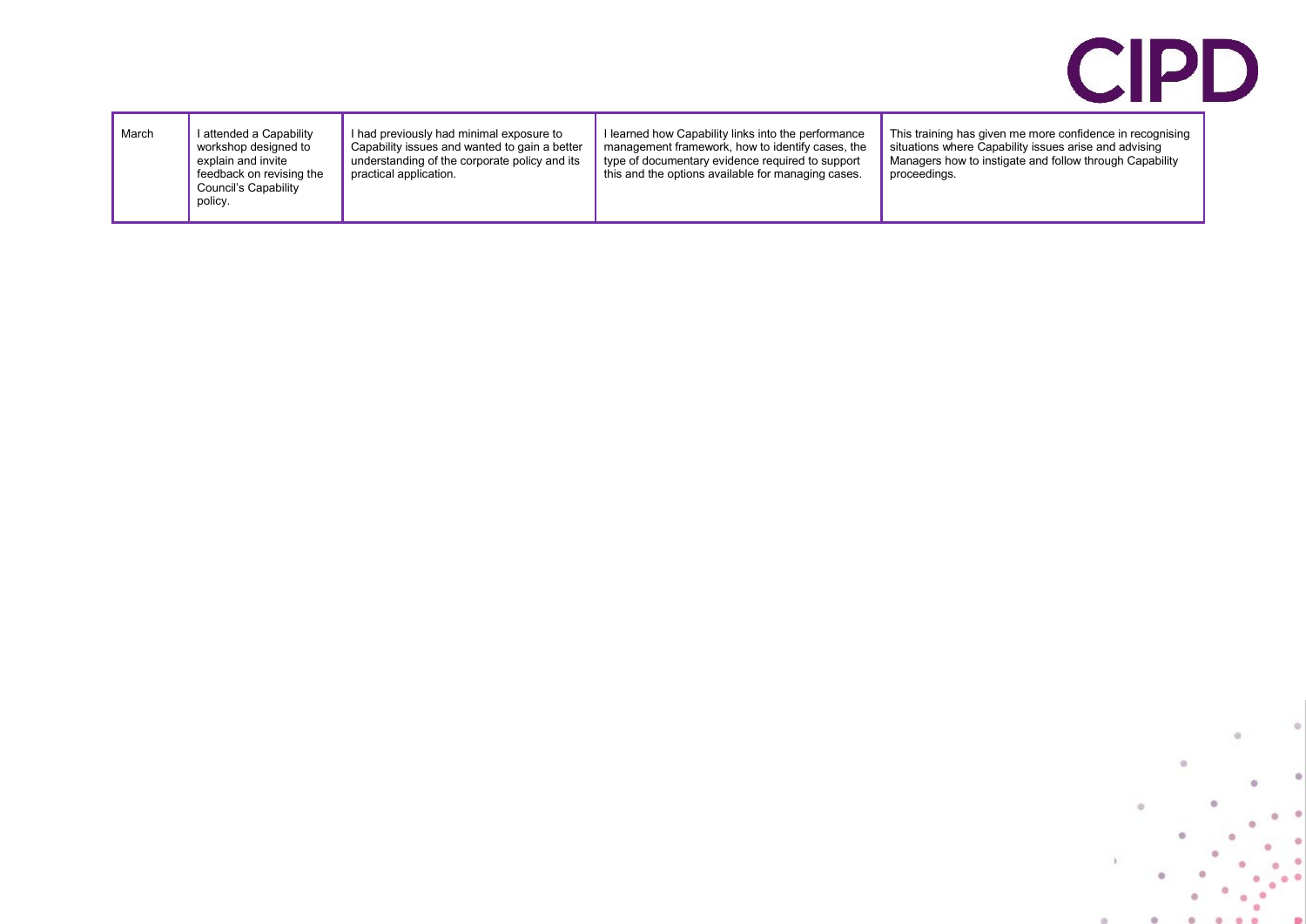| | | | | |
|---|---|---|---|---|
| March | I attended a Capability workshop designed to explain and invite feedback on revising the Council's Capability policy. | I had previously had minimal exposure to Capability issues and wanted to gain a better understanding of the corporate policy and its practical application. | I learned how Capability links into the performance management framework, how to identify cases, the type of documentary evidence required to support this and the options available for managing cases. | This training has given me more confidence in recognising situations where Capability issues arise and advising Managers how to instigate and follow through Capability proceedings. |